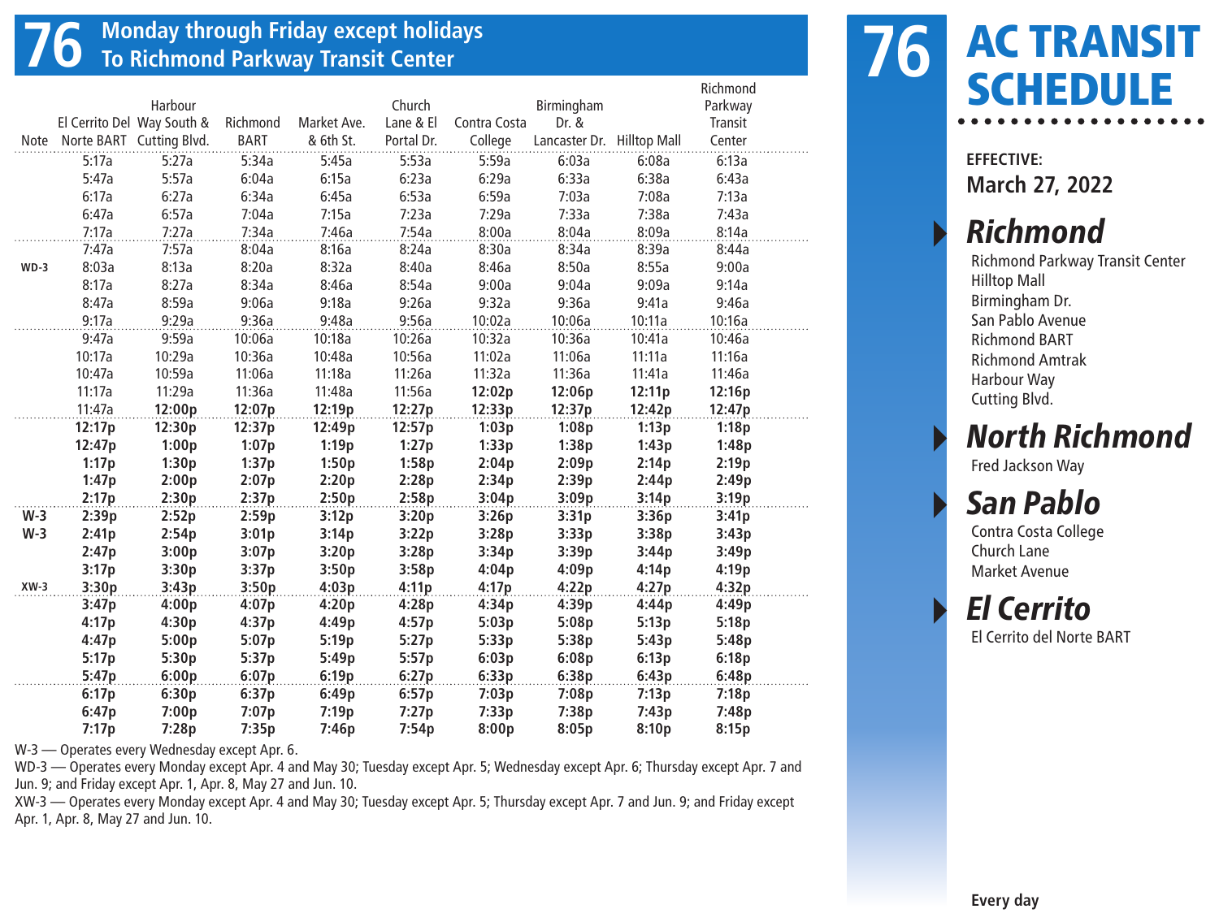# 76 Monday through Friday except holidays
## To Richmond Parkway Transit Center

| Note | El Cerrito Del Norte BART | Harbour Way South & Cutting Blvd. | Richmond BART | Market Ave. & 6th St. | Church Lane & El Portal Dr. | Contra Costa College | Birmingham Dr. & Lancaster Dr. | Hilltop Mall | Richmond Parkway Transit Center |
|---|---|---|---|---|---|---|---|---|---|
| | 5:17a | 5:27a | 5:34a | 5:45a | 5:53a | 5:59a | 6:03a | 6:08a | 6:13a |
| | 5:47a | 5:57a | 6:04a | 6:15a | 6:23a | 6:29a | 6:33a | 6:38a | 6:43a |
| | 6:17a | 6:27a | 6:34a | 6:45a | 6:53a | 6:59a | 7:03a | 7:08a | 7:13a |
| | 6:47a | 6:57a | 7:04a | 7:15a | 7:23a | 7:29a | 7:33a | 7:38a | 7:43a |
| | 7:17a | 7:27a | 7:34a | 7:46a | 7:54a | 8:00a | 8:04a | 8:09a | 8:14a |
| | 7:47a | 7:57a | 8:04a | 8:16a | 8:24a | 8:30a | 8:34a | 8:39a | 8:44a |
| WD-3 | 8:03a | 8:13a | 8:20a | 8:32a | 8:40a | 8:46a | 8:50a | 8:55a | 9:00a |
| | 8:17a | 8:27a | 8:34a | 8:46a | 8:54a | 9:00a | 9:04a | 9:09a | 9:14a |
| | 8:47a | 8:59a | 9:06a | 9:18a | 9:26a | 9:32a | 9:36a | 9:41a | 9:46a |
| | 9:17a | 9:29a | 9:36a | 9:48a | 9:56a | 10:02a | 10:06a | 10:11a | 10:16a |
| | 9:47a | 9:59a | 10:06a | 10:18a | 10:26a | 10:32a | 10:36a | 10:41a | 10:46a |
| | 10:17a | 10:29a | 10:36a | 10:48a | 10:56a | 11:02a | 11:06a | 11:11a | 11:16a |
| | 10:47a | 10:59a | 11:06a | 11:18a | 11:26a | 11:32a | 11:36a | 11:41a | 11:46a |
| | 11:17a | 11:29a | 11:36a | 11:48a | 11:56a | **12:02p** | **12:06p** | **12:11p** | **12:16p** |
| | 11:47a | **12:00p** | **12:07p** | **12:19p** | **12:27p** | **12:33p** | **12:37p** | **12:42p** | **12:47p** |
| | **12:17p** | **12:30p** | **12:37p** | **12:49p** | **12:57p** | **1:03p** | **1:08p** | **1:13p** | **1:18p** |
| | **12:47p** | **1:00p** | **1:07p** | **1:19p** | **1:27p** | **1:33p** | **1:38p** | **1:43p** | **1:48p** |
| | **1:17p** | **1:30p** | **1:37p** | **1:50p** | **1:58p** | **2:04p** | **2:09p** | **2:14p** | **2:19p** |
| | **1:47p** | **2:00p** | **2:07p** | **2:20p** | **2:28p** | **2:34p** | **2:39p** | **2:44p** | **2:49p** |
| | **2:17p** | **2:30p** | **2:37p** | **2:50p** | **2:58p** | **3:04p** | **3:09p** | **3:14p** | **3:19p** |
| W-3 | **2:39p** | **2:52p** | **2:59p** | **3:12p** | **3:20p** | **3:26p** | **3:31p** | **3:36p** | **3:41p** |
| W-3 | **2:41p** | **2:54p** | **3:01p** | **3:14p** | **3:22p** | **3:28p** | **3:33p** | **3:38p** | **3:43p** |
| | **2:47p** | **3:00p** | **3:07p** | **3:20p** | **3:28p** | **3:34p** | **3:39p** | **3:44p** | **3:49p** |
| | **3:17p** | **3:30p** | **3:37p** | **3:50p** | **3:58p** | **4:04p** | **4:09p** | **4:14p** | **4:19p** |
| XW-3 | **3:30p** | **3:43p** | **3:50p** | **4:03p** | **4:11p** | **4:17p** | **4:22p** | **4:27p** | **4:32p** |
| | **3:47p** | **4:00p** | **4:07p** | **4:20p** | **4:28p** | **4:34p** | **4:39p** | **4:44p** | **4:49p** |
| | **4:17p** | **4:30p** | **4:37p** | **4:49p** | **4:57p** | **5:03p** | **5:08p** | **5:13p** | **5:18p** |
| | **4:47p** | **5:00p** | **5:07p** | **5:19p** | **5:27p** | **5:33p** | **5:38p** | **5:43p** | **5:48p** |
| | **5:17p** | **5:30p** | **5:37p** | **5:49p** | **5:57p** | **6:03p** | **6:08p** | **6:13p** | **6:18p** |
| | **5:47p** | **6:00p** | **6:07p** | **6:19p** | **6:27p** | **6:33p** | **6:38p** | **6:43p** | **6:48p** |
| | **6:17p** | **6:30p** | **6:37p** | **6:49p** | **6:57p** | **7:03p** | **7:08p** | **7:13p** | **7:18p** |
| | **6:47p** | **7:00p** | **7:07p** | **7:19p** | **7:27p** | **7:33p** | **7:38p** | **7:43p** | **7:48p** |
| | **7:17p** | **7:28p** | **7:35p** | **7:46p** | **7:54p** | **8:00p** | **8:05p** | **8:10p** | **8:15p** |

W-3 — Operates every Wednesday except Apr. 6.

WD-3 — Operates every Monday except Apr. 4 and May 30; Tuesday except Apr. 5; Wednesday except Apr. 6; Thursday except Apr. 7 and Jun. 9; and Friday except Apr. 1, Apr. 8, May 27 and Jun. 10.

XW-3 — Operates every Monday except Apr. 4 and May 30; Tuesday except Apr. 5; Thursday except Apr. 7 and Jun. 9; and Friday except Apr. 1, Apr. 8, May 27 and Jun. 10.

# 76 AC TRANSIT SCHEDULE

**EFFECTIVE:**
**March 27, 2022**

## *Richmond*
Richmond Parkway Transit Center
Hilltop Mall
Birmingham Dr.
San Pablo Avenue
Richmond BART
Richmond Amtrak
Harbour Way
Cutting Blvd.

## *North Richmond*
Fred Jackson Way

## *San Pablo*
Contra Costa College
Church Lane
Market Avenue

## *El Cerrito*
El Cerrito del Norte BART

**Every day**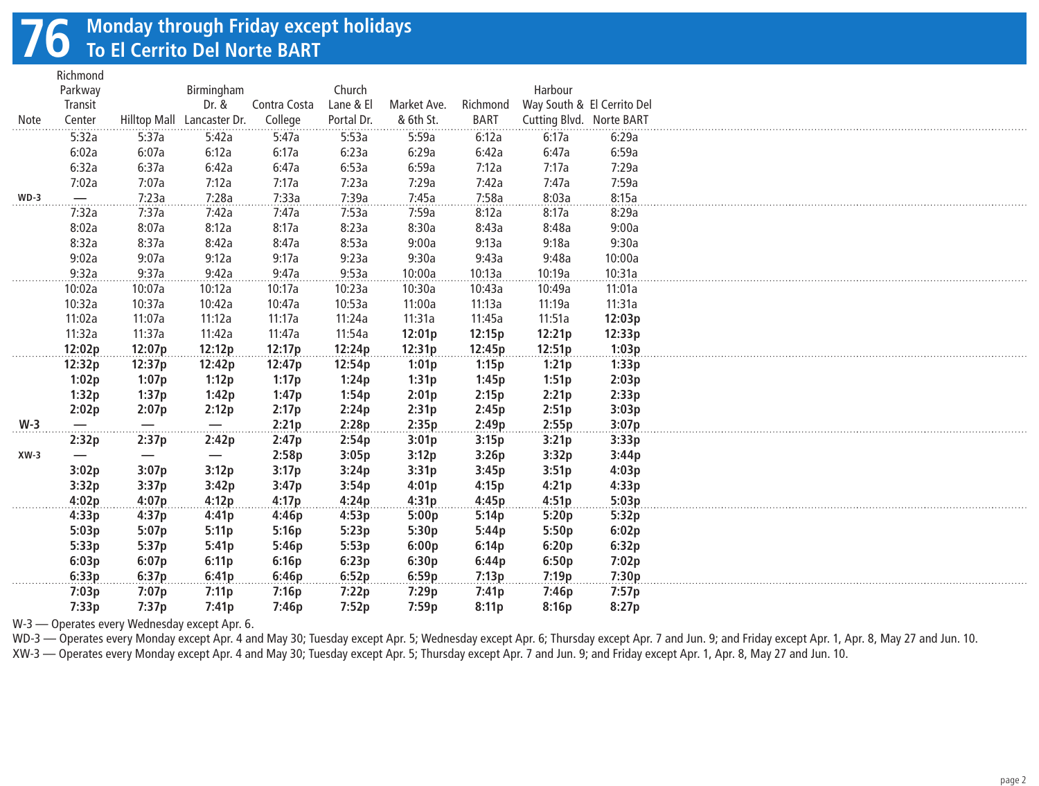# 76 Monday through Friday except holidays
## To El Cerrito Del Norte BART

| Note | Richmond Parkway Transit Center | Hilltop Mall | Birmingham Dr. & Lancaster Dr. | Contra Costa College | Church Lane & El Portal Dr. | Market Ave. & 6th St. | Richmond BART | Harbour Way South & Cutting Blvd. | El Cerrito Del Norte BART |
|---|---|---|---|---|---|---|---|---|---|
| | 5:32a | 5:37a | 5:42a | 5:47a | 5:53a | 5:59a | 6:12a | 6:17a | 6:29a |
| | 6:02a | 6:07a | 6:12a | 6:17a | 6:23a | 6:29a | 6:42a | 6:47a | 6:59a |
| | 6:32a | 6:37a | 6:42a | 6:47a | 6:53a | 6:59a | 7:12a | 7:17a | 7:29a |
| | 7:02a | 7:07a | 7:12a | 7:17a | 7:23a | 7:29a | 7:42a | 7:47a | 7:59a |
| WD-3 | — | 7:23a | 7:28a | 7:33a | 7:39a | 7:45a | 7:58a | 8:03a | 8:15a |
| | 7:32a | 7:37a | 7:42a | 7:47a | 7:53a | 7:59a | 8:12a | 8:17a | 8:29a |
| | 8:02a | 8:07a | 8:12a | 8:17a | 8:23a | 8:30a | 8:43a | 8:48a | 9:00a |
| | 8:32a | 8:37a | 8:42a | 8:47a | 8:53a | 9:00a | 9:13a | 9:18a | 9:30a |
| | 9:02a | 9:07a | 9:12a | 9:17a | 9:23a | 9:30a | 9:43a | 9:48a | 10:00a |
| | 9:32a | 9:37a | 9:42a | 9:47a | 9:53a | 10:00a | 10:13a | 10:19a | 10:31a |
| | 10:02a | 10:07a | 10:12a | 10:17a | 10:23a | 10:30a | 10:43a | 10:49a | 11:01a |
| | 10:32a | 10:37a | 10:42a | 10:47a | 10:53a | 11:00a | 11:13a | 11:19a | 11:31a |
| | 11:02a | 11:07a | 11:12a | 11:17a | 11:24a | 11:31a | 11:45a | 11:51a | **12:03p** |
| | 11:32a | 11:37a | 11:42a | 11:47a | 11:54a | **12:01p** | **12:15p** | **12:21p** | **12:33p** |
| | **12:02p** | **12:07p** | **12:12p** | **12:17p** | **12:24p** | **12:31p** | **12:45p** | **12:51p** | **1:03p** |
| | **12:32p** | **12:37p** | **12:42p** | **12:47p** | **12:54p** | **1:01p** | **1:15p** | **1:21p** | **1:33p** |
| | **1:02p** | **1:07p** | **1:12p** | **1:17p** | **1:24p** | **1:31p** | **1:45p** | **1:51p** | **2:03p** |
| | **1:32p** | **1:37p** | **1:42p** | **1:47p** | **1:54p** | **2:01p** | **2:15p** | **2:21p** | **2:33p** |
| | **2:02p** | **2:07p** | **2:12p** | **2:17p** | **2:24p** | **2:31p** | **2:45p** | **2:51p** | **3:03p** |
| W-3 | — | — | — | **2:21p** | **2:28p** | **2:35p** | **2:49p** | **2:55p** | **3:07p** |
| | **2:32p** | **2:37p** | **2:42p** | **2:47p** | **2:54p** | **3:01p** | **3:15p** | **3:21p** | **3:33p** |
| XW-3 | — | — | — | **2:58p** | **3:05p** | **3:12p** | **3:26p** | **3:32p** | **3:44p** |
| | **3:02p** | **3:07p** | **3:12p** | **3:17p** | **3:24p** | **3:31p** | **3:45p** | **3:51p** | **4:03p** |
| | **3:32p** | **3:37p** | **3:42p** | **3:47p** | **3:54p** | **4:01p** | **4:15p** | **4:21p** | **4:33p** |
| | **4:02p** | **4:07p** | **4:12p** | **4:17p** | **4:24p** | **4:31p** | **4:45p** | **4:51p** | **5:03p** |
| | **4:33p** | **4:37p** | **4:41p** | **4:46p** | **4:53p** | **5:00p** | **5:14p** | **5:20p** | **5:32p** |
| | **5:03p** | **5:07p** | **5:11p** | **5:16p** | **5:23p** | **5:30p** | **5:44p** | **5:50p** | **6:02p** |
| | **5:33p** | **5:37p** | **5:41p** | **5:46p** | **5:53p** | **6:00p** | **6:14p** | **6:20p** | **6:32p** |
| | **6:03p** | **6:07p** | **6:11p** | **6:16p** | **6:23p** | **6:30p** | **6:44p** | **6:50p** | **7:02p** |
| | **6:33p** | **6:37p** | **6:41p** | **6:46p** | **6:52p** | **6:59p** | **7:13p** | **7:19p** | **7:30p** |
| | **7:03p** | **7:07p** | **7:11p** | **7:16p** | **7:22p** | **7:29p** | **7:41p** | **7:46p** | **7:57p** |
| | **7:33p** | **7:37p** | **7:41p** | **7:46p** | **7:52p** | **7:59p** | **8:11p** | **8:16p** | **8:27p** |

W-3 — Operates every Wednesday except Apr. 6.

WD-3 — Operates every Monday except Apr. 4 and May 30; Tuesday except Apr. 5; Wednesday except Apr. 6; Thursday except Apr. 7 and Jun. 9; and Friday except Apr. 1, Apr. 8, May 27 and Jun. 10.

XW-3 — Operates every Monday except Apr. 4 and May 30; Tuesday except Apr. 5; Thursday except Apr. 7 and Jun. 9; and Friday except Apr. 1, Apr. 8, May 27 and Jun. 10.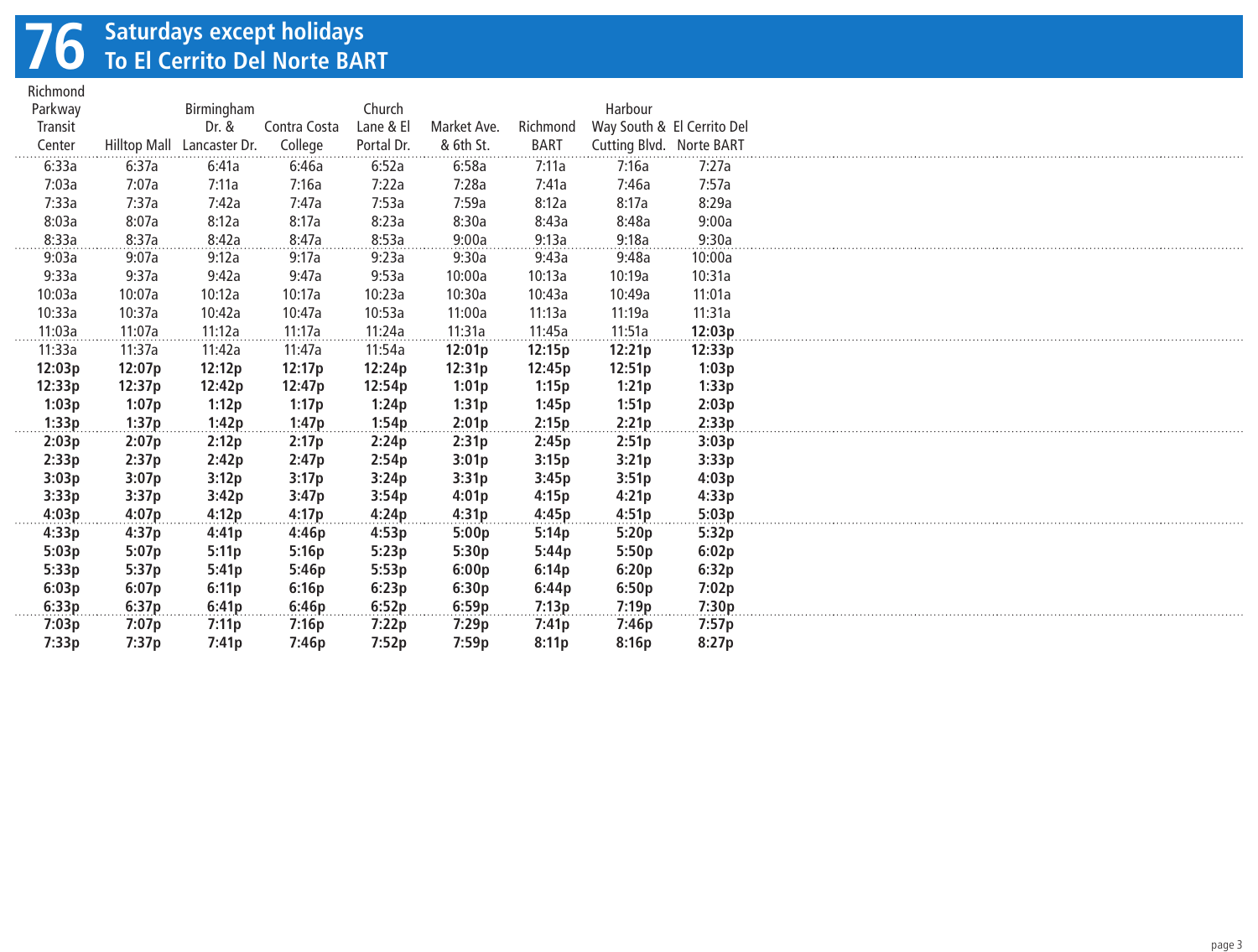# 76 Saturdays except holidays
## To El Cerrito Del Norte BART

| Richmond Parkway Transit Center | Hilltop Mall | Birmingham Dr. & Lancaster Dr. | Contra Costa College | Church Lane & El Portal Dr. | Market Ave. & 6th St. | Richmond BART | Harbour Way South & Cutting Blvd. | El Cerrito Del Norte BART |
|---|---|---|---|---|---|---|---|---|
| 6:33a | 6:37a | 6:41a | 6:46a | 6:52a | 6:58a | 7:11a | 7:16a | 7:27a |
| 7:03a | 7:07a | 7:11a | 7:16a | 7:22a | 7:28a | 7:41a | 7:46a | 7:57a |
| 7:33a | 7:37a | 7:42a | 7:47a | 7:53a | 7:59a | 8:12a | 8:17a | 8:29a |
| 8:03a | 8:07a | 8:12a | 8:17a | 8:23a | 8:30a | 8:43a | 8:48a | 9:00a |
| 8:33a | 8:37a | 8:42a | 8:47a | 8:53a | 9:00a | 9:13a | 9:18a | 9:30a |
| 9:03a | 9:07a | 9:12a | 9:17a | 9:23a | 9:30a | 9:43a | 9:48a | 10:00a |
| 9:33a | 9:37a | 9:42a | 9:47a | 9:53a | 10:00a | 10:13a | 10:19a | 10:31a |
| 10:03a | 10:07a | 10:12a | 10:17a | 10:23a | 10:30a | 10:43a | 10:49a | 11:01a |
| 10:33a | 10:37a | 10:42a | 10:47a | 10:53a | 11:00a | 11:13a | 11:19a | 11:31a |
| 11:03a | 11:07a | 11:12a | 11:17a | 11:24a | 11:31a | 11:45a | 11:51a | **12:03p** |
| 11:33a | 11:37a | 11:42a | 11:47a | 11:54a | **12:01p** | **12:15p** | **12:21p** | **12:33p** |
| **12:03p** | **12:07p** | **12:12p** | **12:17p** | **12:24p** | **12:31p** | **12:45p** | **12:51p** | **1:03p** |
| **12:33p** | **12:37p** | **12:42p** | **12:47p** | **12:54p** | **1:01p** | **1:15p** | **1:21p** | **1:33p** |
| **1:03p** | **1:07p** | **1:12p** | **1:17p** | **1:24p** | **1:31p** | **1:45p** | **1:51p** | **2:03p** |
| **1:33p** | **1:37p** | **1:42p** | **1:47p** | **1:54p** | **2:01p** | **2:15p** | **2:21p** | **2:33p** |
| **2:03p** | **2:07p** | **2:12p** | **2:17p** | **2:24p** | **2:31p** | **2:45p** | **2:51p** | **3:03p** |
| **2:33p** | **2:37p** | **2:42p** | **2:47p** | **2:54p** | **3:01p** | **3:15p** | **3:21p** | **3:33p** |
| **3:03p** | **3:07p** | **3:12p** | **3:17p** | **3:24p** | **3:31p** | **3:45p** | **3:51p** | **4:03p** |
| **3:33p** | **3:37p** | **3:42p** | **3:47p** | **3:54p** | **4:01p** | **4:15p** | **4:21p** | **4:33p** |
| **4:03p** | **4:07p** | **4:12p** | **4:17p** | **4:24p** | **4:31p** | **4:45p** | **4:51p** | **5:03p** |
| **4:33p** | **4:37p** | **4:41p** | **4:46p** | **4:53p** | **5:00p** | **5:14p** | **5:20p** | **5:32p** |
| **5:03p** | **5:07p** | **5:11p** | **5:16p** | **5:23p** | **5:30p** | **5:44p** | **5:50p** | **6:02p** |
| **5:33p** | **5:37p** | **5:41p** | **5:46p** | **5:53p** | **6:00p** | **6:14p** | **6:20p** | **6:32p** |
| **6:03p** | **6:07p** | **6:11p** | **6:16p** | **6:23p** | **6:30p** | **6:44p** | **6:50p** | **7:02p** |
| **6:33p** | **6:37p** | **6:41p** | **6:46p** | **6:52p** | **6:59p** | **7:13p** | **7:19p** | **7:30p** |
| **7:03p** | **7:07p** | **7:11p** | **7:16p** | **7:22p** | **7:29p** | **7:41p** | **7:46p** | **7:57p** |
| **7:33p** | **7:37p** | **7:41p** | **7:46p** | **7:52p** | **7:59p** | **8:11p** | **8:16p** | **8:27p** |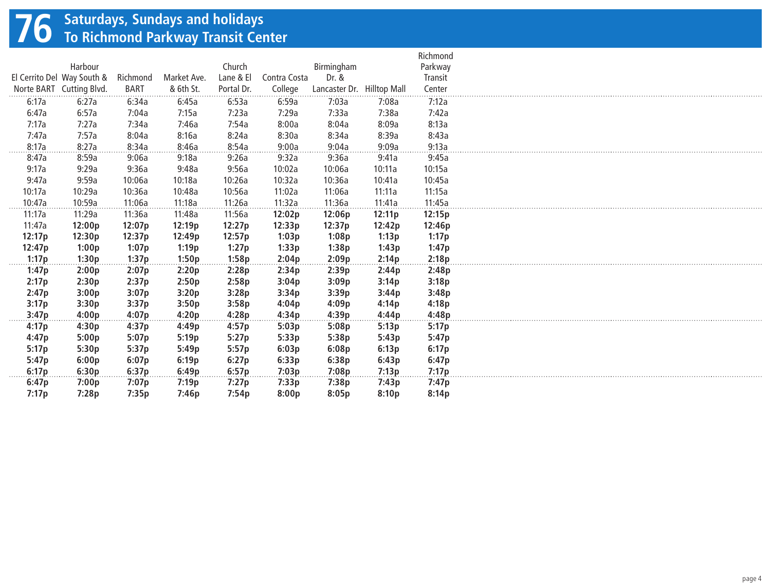# 76 Saturdays, Sundays and holidays
## To Richmond Parkway Transit Center

| El Cerrito Del Norte BART | Harbour Way South & Cutting Blvd. | Richmond BART | Market Ave. & 6th St. | Church Lane & El Portal Dr. | Contra Costa College | Birmingham Dr. & Lancaster Dr. | Hilltop Mall | Richmond Parkway Transit Center |
|---|---|---|---|---|---|---|---|---|
| 6:17a | 6:27a | 6:34a | 6:45a | 6:53a | 6:59a | 7:03a | 7:08a | 7:12a |
| 6:47a | 6:57a | 7:04a | 7:15a | 7:23a | 7:29a | 7:33a | 7:38a | 7:42a |
| 7:17a | 7:27a | 7:34a | 7:46a | 7:54a | 8:00a | 8:04a | 8:09a | 8:13a |
| 7:47a | 7:57a | 8:04a | 8:16a | 8:24a | 8:30a | 8:34a | 8:39a | 8:43a |
| 8:17a | 8:27a | 8:34a | 8:46a | 8:54a | 9:00a | 9:04a | 9:09a | 9:13a |
| 8:47a | 8:59a | 9:06a | 9:18a | 9:26a | 9:32a | 9:36a | 9:41a | 9:45a |
| 9:17a | 9:29a | 9:36a | 9:48a | 9:56a | 10:02a | 10:06a | 10:11a | 10:15a |
| 9:47a | 9:59a | 10:06a | 10:18a | 10:26a | 10:32a | 10:36a | 10:41a | 10:45a |
| 10:17a | 10:29a | 10:36a | 10:48a | 10:56a | 11:02a | 11:06a | 11:11a | 11:15a |
| 10:47a | 10:59a | 11:06a | 11:18a | 11:26a | 11:32a | 11:36a | 11:41a | 11:45a |
| 11:17a | 11:29a | 11:36a | 11:48a | 11:56a | **12:02p** | **12:06p** | **12:11p** | **12:15p** |
| 11:47a | **12:00p** | **12:07p** | **12:19p** | **12:27p** | **12:33p** | **12:37p** | **12:42p** | **12:46p** |
| **12:17p** | **12:30p** | **12:37p** | **12:49p** | **12:57p** | **1:03p** | **1:08p** | **1:13p** | **1:17p** |
| **12:47p** | **1:00p** | **1:07p** | **1:19p** | **1:27p** | **1:33p** | **1:38p** | **1:43p** | **1:47p** |
| **1:17p** | **1:30p** | **1:37p** | **1:50p** | **1:58p** | **2:04p** | **2:09p** | **2:14p** | **2:18p** |
| **1:47p** | **2:00p** | **2:07p** | **2:20p** | **2:28p** | **2:34p** | **2:39p** | **2:44p** | **2:48p** |
| **2:17p** | **2:30p** | **2:37p** | **2:50p** | **2:58p** | **3:04p** | **3:09p** | **3:14p** | **3:18p** |
| **2:47p** | **3:00p** | **3:07p** | **3:20p** | **3:28p** | **3:34p** | **3:39p** | **3:44p** | **3:48p** |
| **3:17p** | **3:30p** | **3:37p** | **3:50p** | **3:58p** | **4:04p** | **4:09p** | **4:14p** | **4:18p** |
| **3:47p** | **4:00p** | **4:07p** | **4:20p** | **4:28p** | **4:34p** | **4:39p** | **4:44p** | **4:48p** |
| **4:17p** | **4:30p** | **4:37p** | **4:49p** | **4:57p** | **5:03p** | **5:08p** | **5:13p** | **5:17p** |
| **4:47p** | **5:00p** | **5:07p** | **5:19p** | **5:27p** | **5:33p** | **5:38p** | **5:43p** | **5:47p** |
| **5:17p** | **5:30p** | **5:37p** | **5:49p** | **5:57p** | **6:03p** | **6:08p** | **6:13p** | **6:17p** |
| **5:47p** | **6:00p** | **6:07p** | **6:19p** | **6:27p** | **6:33p** | **6:38p** | **6:43p** | **6:47p** |
| **6:17p** | **6:30p** | **6:37p** | **6:49p** | **6:57p** | **7:03p** | **7:08p** | **7:13p** | **7:17p** |
| **6:47p** | **7:00p** | **7:07p** | **7:19p** | **7:27p** | **7:33p** | **7:38p** | **7:43p** | **7:47p** |
| **7:17p** | **7:28p** | **7:35p** | **7:46p** | **7:54p** | **8:00p** | **8:05p** | **8:10p** | **8:14p** |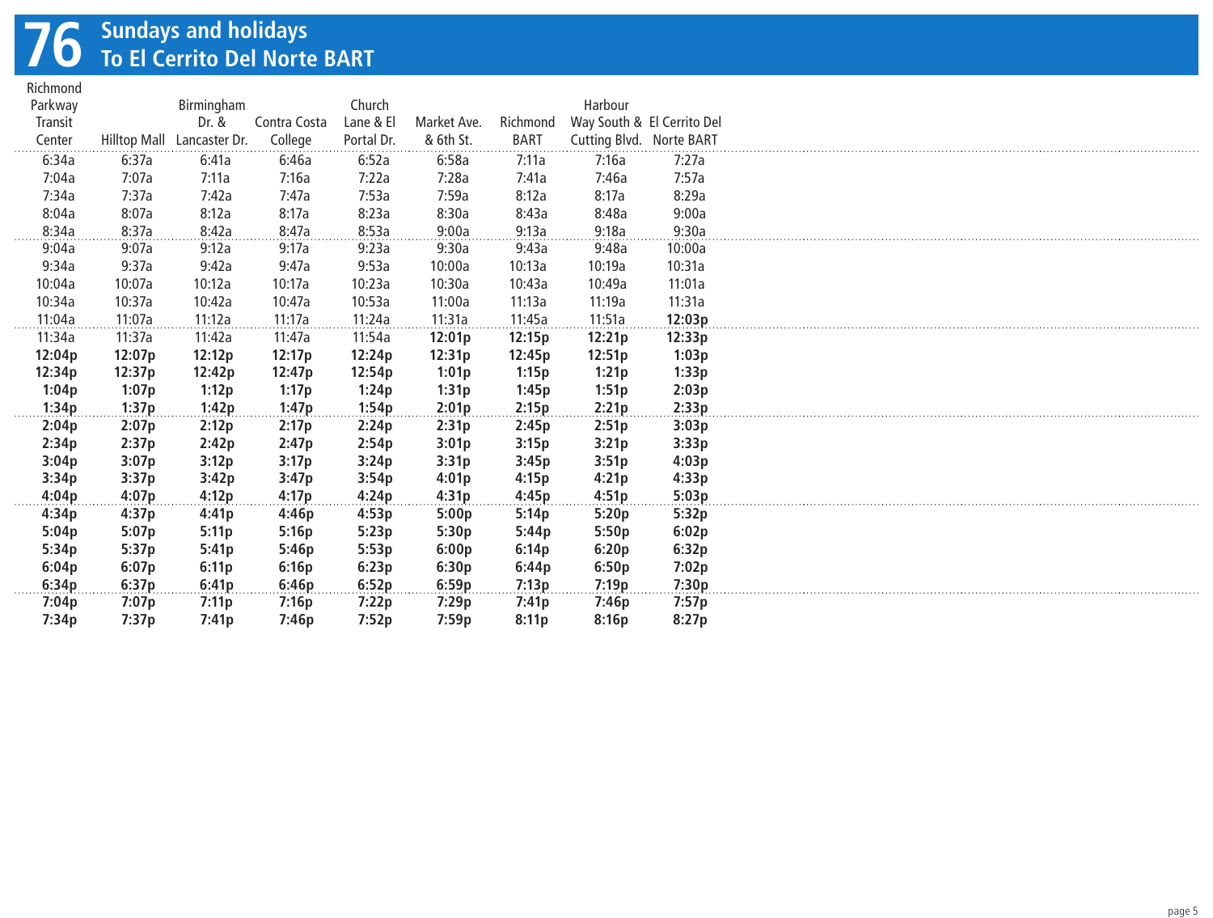# 76 Sundays and holidays
## To El Cerrito Del Norte BART

| Richmond Parkway Transit Center | Hilltop Mall | Birmingham Dr. & Lancaster Dr. | Contra Costa College | Church Lane & El Portal Dr. | Market Ave. & 6th St. | Richmond BART | Harbour Way South & Cutting Blvd. | El Cerrito Del Norte BART |
|---|---|---|---|---|---|---|---|---|
| 6:34a | 6:37a | 6:41a | 6:46a | 6:52a | 6:58a | 7:11a | 7:16a | 7:27a |
| 7:04a | 7:07a | 7:11a | 7:16a | 7:22a | 7:28a | 7:41a | 7:46a | 7:57a |
| 7:34a | 7:37a | 7:42a | 7:47a | 7:53a | 7:59a | 8:12a | 8:17a | 8:29a |
| 8:04a | 8:07a | 8:12a | 8:17a | 8:23a | 8:30a | 8:43a | 8:48a | 9:00a |
| 8:34a | 8:37a | 8:42a | 8:47a | 8:53a | 9:00a | 9:13a | 9:18a | 9:30a |
| 9:04a | 9:07a | 9:12a | 9:17a | 9:23a | 9:30a | 9:43a | 9:48a | 10:00a |
| 9:34a | 9:37a | 9:42a | 9:47a | 9:53a | 10:00a | 10:13a | 10:19a | 10:31a |
| 10:04a | 10:07a | 10:12a | 10:17a | 10:23a | 10:30a | 10:43a | 10:49a | 11:01a |
| 10:34a | 10:37a | 10:42a | 10:47a | 10:53a | 11:00a | 11:13a | 11:19a | 11:31a |
| 11:04a | 11:07a | 11:12a | 11:17a | 11:24a | 11:31a | 11:45a | 11:51a | **12:03p** |
| 11:34a | 11:37a | 11:42a | 11:47a | 11:54a | **12:01p** | **12:15p** | **12:21p** | **12:33p** |
| **12:04p** | **12:07p** | **12:12p** | **12:17p** | **12:24p** | **12:31p** | **12:45p** | **12:51p** | **1:03p** |
| **12:34p** | **12:37p** | **12:42p** | **12:47p** | **12:54p** | **1:01p** | **1:15p** | **1:21p** | **1:33p** |
| **1:04p** | **1:07p** | **1:12p** | **1:17p** | **1:24p** | **1:31p** | **1:45p** | **1:51p** | **2:03p** |
| **1:34p** | **1:37p** | **1:42p** | **1:47p** | **1:54p** | **2:01p** | **2:15p** | **2:21p** | **2:33p** |
| **2:04p** | **2:07p** | **2:12p** | **2:17p** | **2:24p** | **2:31p** | **2:45p** | **2:51p** | **3:03p** |
| **2:34p** | **2:37p** | **2:42p** | **2:47p** | **2:54p** | **3:01p** | **3:15p** | **3:21p** | **3:33p** |
| **3:04p** | **3:07p** | **3:12p** | **3:17p** | **3:24p** | **3:31p** | **3:45p** | **3:51p** | **4:03p** |
| **3:34p** | **3:37p** | **3:42p** | **3:47p** | **3:54p** | **4:01p** | **4:15p** | **4:21p** | **4:33p** |
| **4:04p** | **4:07p** | **4:12p** | **4:17p** | **4:24p** | **4:31p** | **4:45p** | **4:51p** | **5:03p** |
| **4:34p** | **4:37p** | **4:41p** | **4:46p** | **4:53p** | **5:00p** | **5:14p** | **5:20p** | **5:32p** |
| **5:04p** | **5:07p** | **5:11p** | **5:16p** | **5:23p** | **5:30p** | **5:44p** | **5:50p** | **6:02p** |
| **5:34p** | **5:37p** | **5:41p** | **5:46p** | **5:53p** | **6:00p** | **6:14p** | **6:20p** | **6:32p** |
| **6:04p** | **6:07p** | **6:11p** | **6:16p** | **6:23p** | **6:30p** | **6:44p** | **6:50p** | **7:02p** |
| **6:34p** | **6:37p** | **6:41p** | **6:46p** | **6:52p** | **6:59p** | **7:13p** | **7:19p** | **7:30p** |
| **7:04p** | **7:07p** | **7:11p** | **7:16p** | **7:22p** | **7:29p** | **7:41p** | **7:46p** | **7:57p** |
| **7:34p** | **7:37p** | **7:41p** | **7:46p** | **7:52p** | **7:59p** | **8:11p** | **8:16p** | **8:27p** |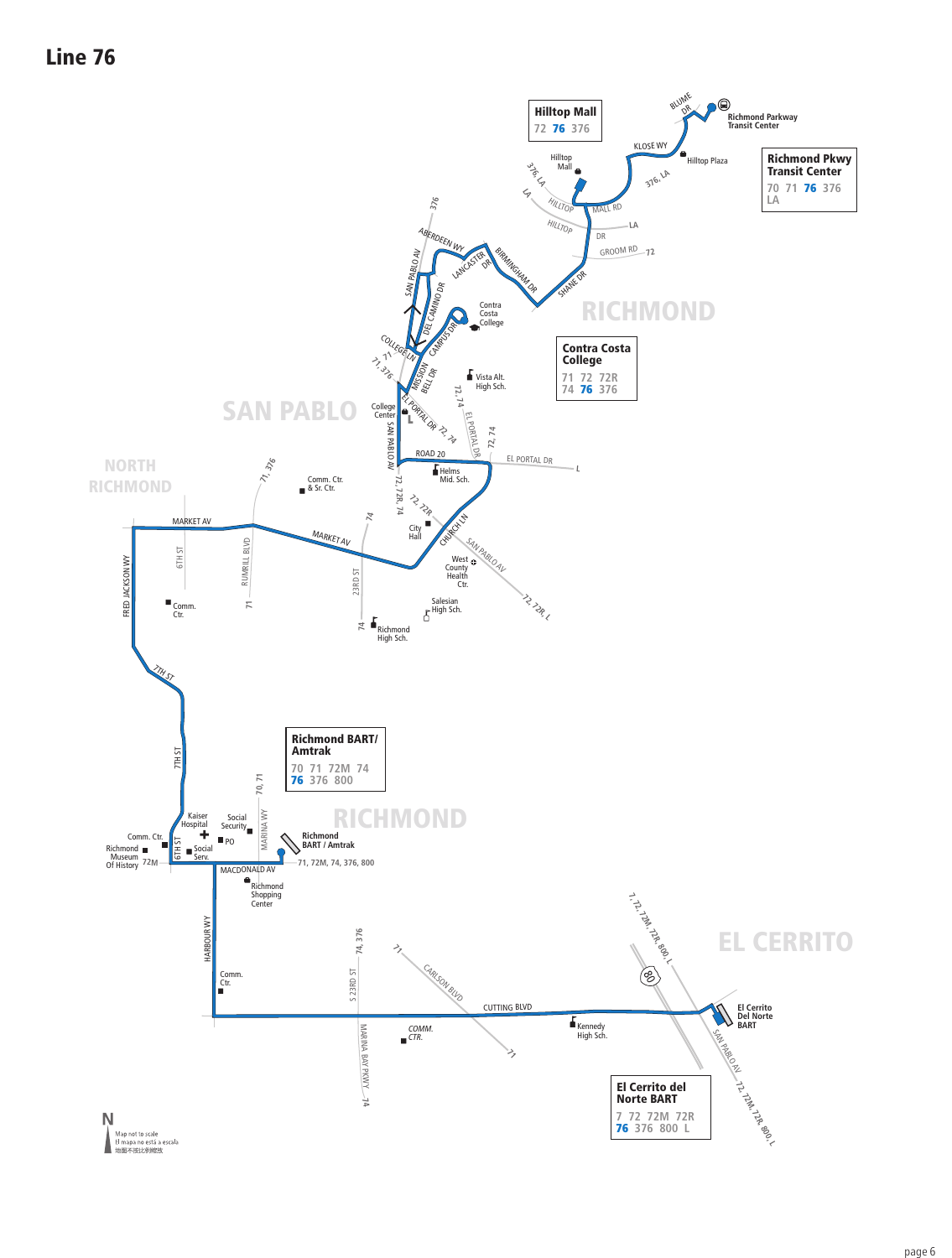# Line 76

**Hilltop Mall**
72 76 376

**Richmond Pkwy Transit Center**
70 71 76 376
LA

**Contra Costa College**
71 72 72R
74 76 376

**Richmond BART/ Amtrak**
70 71 72M 74
76 376 800

**El Cerrito del Norte BART**
7 72 72M 72R
76 376 800 L

RICHMOND

SAN PABLO

NORTH RICHMOND

RICHMOND

EL CERRITO

Richmond Parkway Transit Center
BLUME DR
KLOSE WY
Hilltop Plaza
376, LA
Hilltop Mall
376, LA
LA
HILLTOP
MALL RD
HILLTOP
LA
DR
GROOM RD
72
SHANE DR
BIRMINGHAM DR
LANCASTER DR
ABERDEEN WY
376
SAN PABLO AV
DEL CAMINO DR
CAMPUS DR
Contra Costa College
COLLEGE LN
71
71, 376
MISSION BELL DR
Vista Alt. High Sch.
72, 74
College Center
L
EL PORTAL DR
72, 74
EL PORTAL DR
72, 74
SAN PABLO AV
ROAD 20
EL PORTAL DR
L
Helms Mid. Sch.
72, 72R, 74
72, 72R
City Hall
CHURCH LN
SAN PABLO AV
West County Health Ctr.
72, 72R, L
Salesian High Sch.
Richmond High Sch.
74
74
23RD ST
MARKET AV
MARKET AV
71, 376
Comm. Ctr. & Sr. Ctr.
RUMRILL BLVD
71
6TH ST
Comm. Ctr.
FRED JACKSON WY
7TH ST
7TH ST
Kaiser Hospital
Social Security
PO
Social Serv.
Comm. Ctr.
Richmond Museum Of History
72M
6TH ST
MARINA WY
70, 71
Richmond BART / Amtrak
71, 72M, 74, 376, 800
MACDONALD AV
Richmond Shopping Center
HARBOUR WY
Comm. Ctr.
74, 376
S 23RD ST
MARINA BAY PKWY
74
COMM. CTR.
71
CARLSON BLVD
71
CUTTING BLVD
Kennedy High Sch.
7, 72, 72M, 72R, 800, L
80
El Cerrito Del Norte BART
SAN PABLO AV
72, 72M, 72R, 800, L

N
Map not to scale
El mapa no está a escala
地圖不按比例繪製